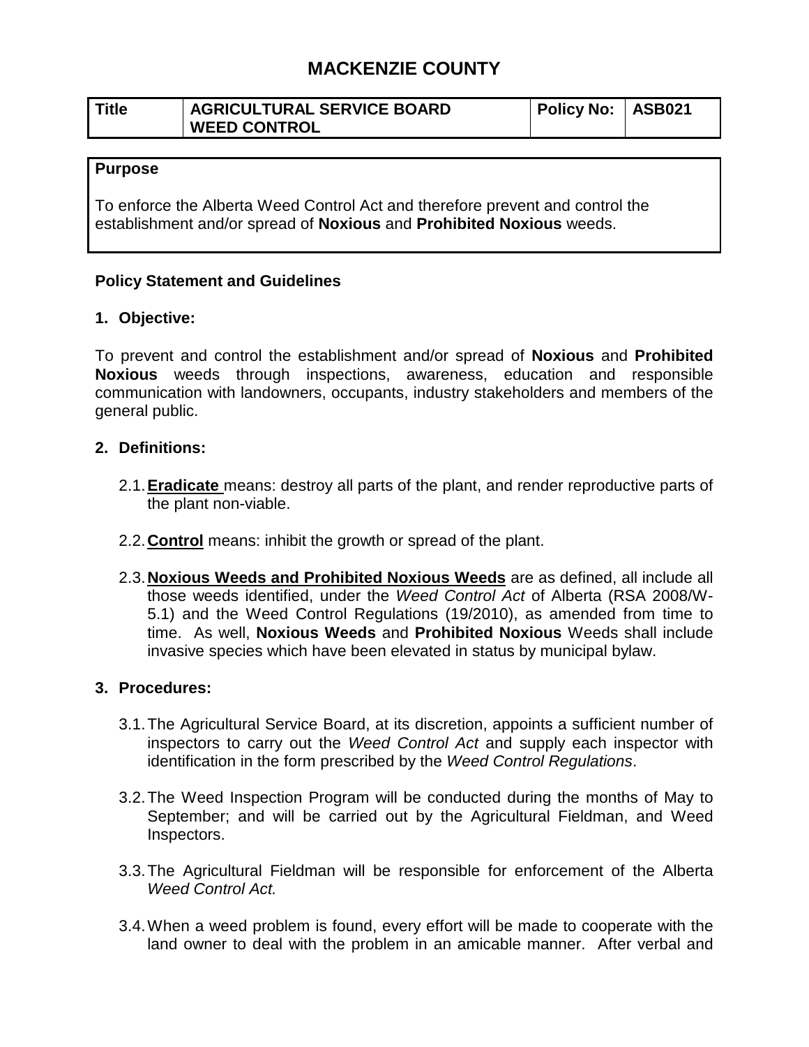# MACKENZIE COUNTY

| Title | AGRICULTURAL SERVICE BOARD WEED CONTROL | Policy No: | ASB021 |
|---|---|---|---|

| Purpose |
|---|
| To enforce the Alberta Weed Control Act and therefore prevent and control the establishment and/or spread of **Noxious** and **Prohibited Noxious** weeds. |

**Policy Statement and Guidelines**

**1. Objective:**

To prevent and control the establishment and/or spread of **Noxious** and **Prohibited Noxious** weeds through inspections, awareness, education and responsible communication with landowners, occupants, industry stakeholders and members of the general public.

**2. Definitions:**

2.1. **Eradicate** means: destroy all parts of the plant, and render reproductive parts of the plant non-viable.

2.2. **Control** means: inhibit the growth or spread of the plant.

2.3. **Noxious Weeds and Prohibited Noxious Weeds** are as defined, all include all those weeds identified, under the *Weed Control Act* of Alberta (RSA 2008/W-5.1) and the Weed Control Regulations (19/2010), as amended from time to time. As well, **Noxious Weeds** and **Prohibited Noxious** Weeds shall include invasive species which have been elevated in status by municipal bylaw.

**3. Procedures:**

3.1. The Agricultural Service Board, at its discretion, appoints a sufficient number of inspectors to carry out the *Weed Control Act* and supply each inspector with identification in the form prescribed by the *Weed Control Regulations*.

3.2. The Weed Inspection Program will be conducted during the months of May to September; and will be carried out by the Agricultural Fieldman, and Weed Inspectors.

3.3. The Agricultural Fieldman will be responsible for enforcement of the Alberta *Weed Control Act.*

3.4. When a weed problem is found, every effort will be made to cooperate with the land owner to deal with the problem in an amicable manner. After verbal and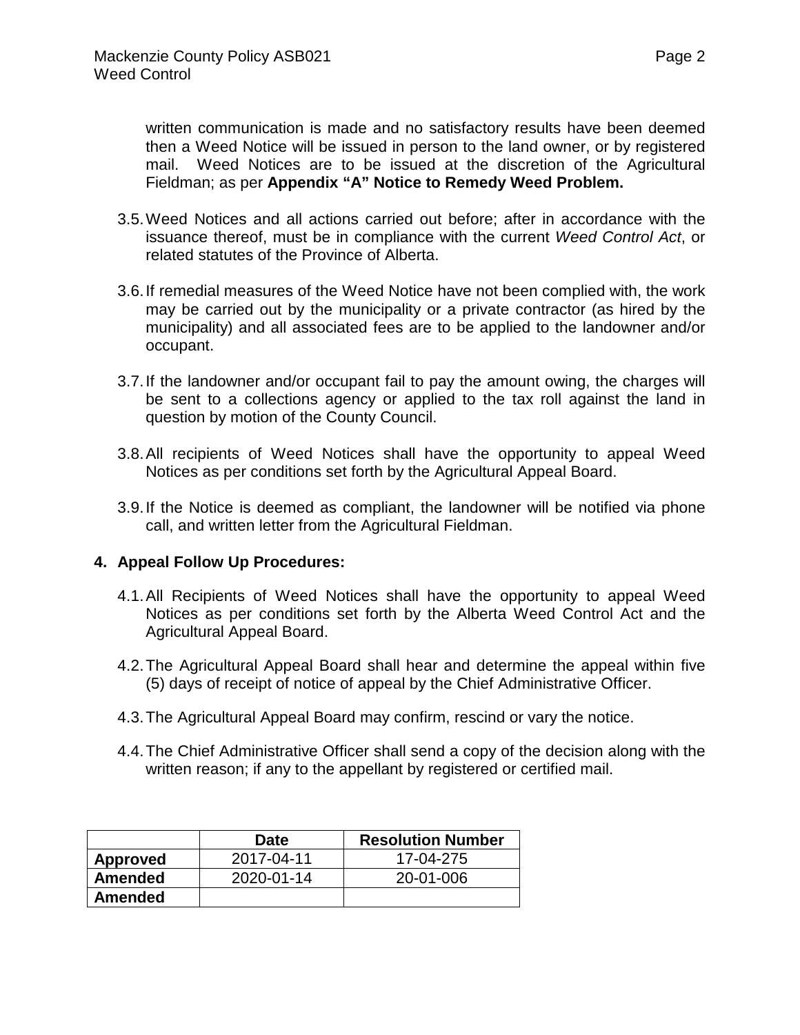written communication is made and no satisfactory results have been deemed then a Weed Notice will be issued in person to the land owner, or by registered mail. Weed Notices are to be issued at the discretion of the Agricultural Fieldman; as per **Appendix "A" Notice to Remedy Weed Problem.**

3.5. Weed Notices and all actions carried out before; after in accordance with the issuance thereof, must be in compliance with the current *Weed Control Act*, or related statutes of the Province of Alberta.

3.6. If remedial measures of the Weed Notice have not been complied with, the work may be carried out by the municipality or a private contractor (as hired by the municipality) and all associated fees are to be applied to the landowner and/or occupant.

3.7. If the landowner and/or occupant fail to pay the amount owing, the charges will be sent to a collections agency or applied to the tax roll against the land in question by motion of the County Council.

3.8. All recipients of Weed Notices shall have the opportunity to appeal Weed Notices as per conditions set forth by the Agricultural Appeal Board.

3.9. If the Notice is deemed as compliant, the landowner will be notified via phone call, and written letter from the Agricultural Fieldman.

## 4. Appeal Follow Up Procedures:

4.1. All Recipients of Weed Notices shall have the opportunity to appeal Weed Notices as per conditions set forth by the Alberta Weed Control Act and the Agricultural Appeal Board.

4.2. The Agricultural Appeal Board shall hear and determine the appeal within five (5) days of receipt of notice of appeal by the Chief Administrative Officer.

4.3. The Agricultural Appeal Board may confirm, rescind or vary the notice.

4.4. The Chief Administrative Officer shall send a copy of the decision along with the written reason; if any to the appellant by registered or certified mail.

| | Date | Resolution Number |
|---|---|---|
| **Approved** | 2017-04-11 | 17-04-275 |
| **Amended** | 2020-01-14 | 20-01-006 |
| **Amended** | | |